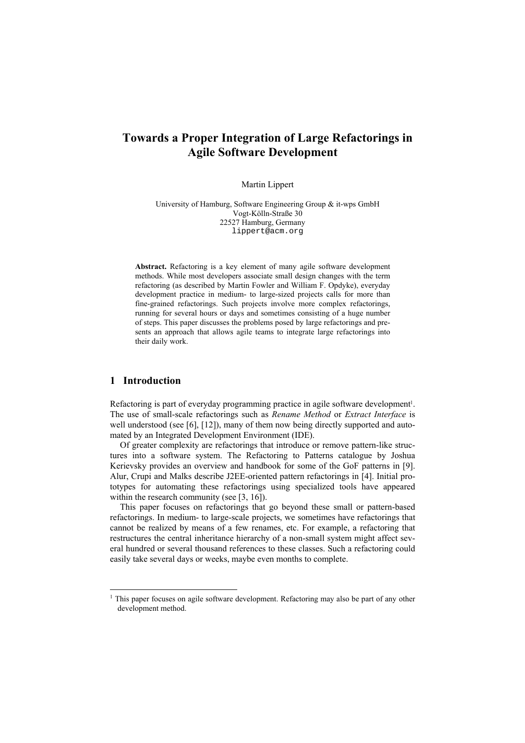# Towards a Proper Integration of Large Refactorings in Agile Software Development

Martin Lippert

University of Hamburg, Software Engineering Group & it-wps GmbH
Vogt-Kölln-Straße 30
22527 Hamburg, Germany
lippert@acm.org

**Abstract.** Refactoring is a key element of many agile software development methods. While most developers associate small design changes with the term refactoring (as described by Martin Fowler and William F. Opdyke), everyday development practice in medium- to large-sized projects calls for more than fine-grained refactorings. Such projects involve more complex refactorings, running for several hours or days and sometimes consisting of a huge number of steps. This paper discusses the problems posed by large refactorings and presents an approach that allows agile teams to integrate large refactorings into their daily work.

## 1 Introduction

Refactoring is part of everyday programming practice in agile software development[1]. The use of small-scale refactorings such as *Rename Method* or *Extract Interface* is well understood (see [6], [12]), many of them now being directly supported and automated by an Integrated Development Environment (IDE).

Of greater complexity are refactorings that introduce or remove pattern-like structures into a software system. The Refactoring to Patterns catalogue by Joshua Kerievsky provides an overview and handbook for some of the GoF patterns in [9]. Alur, Crupi and Malks describe J2EE-oriented pattern refactorings in [4]. Initial prototypes for automating these refactorings using specialized tools have appeared within the research community (see [3, 16]).

This paper focuses on refactorings that go beyond these small or pattern-based refactorings. In medium- to large-scale projects, we sometimes have refactorings that cannot be realized by means of a few renames, etc. For example, a refactoring that restructures the central inheritance hierarchy of a non-small system might affect several hundred or several thousand references to these classes. Such a refactoring could easily take several days or weeks, maybe even months to complete.

[1] This paper focuses on agile software development. Refactoring may also be part of any other development method.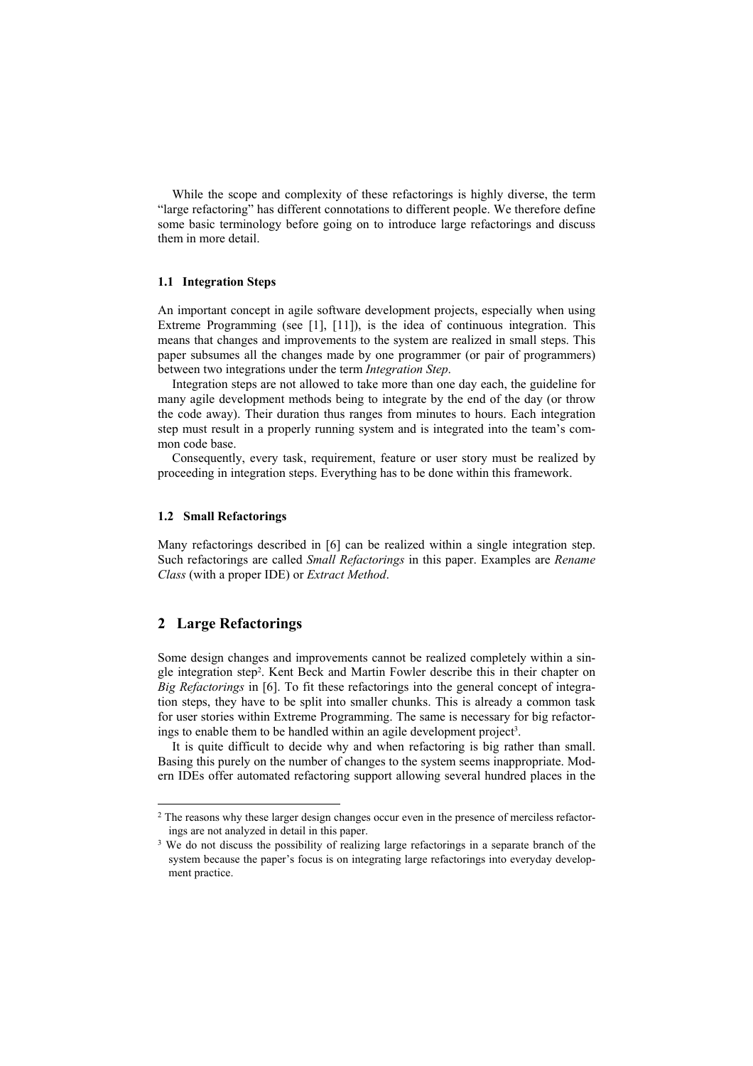While the scope and complexity of these refactorings is highly diverse, the term "large refactoring" has different connotations to different people. We therefore define some basic terminology before going on to introduce large refactorings and discuss them in more detail.

### 1.1 Integration Steps

An important concept in agile software development projects, especially when using Extreme Programming (see [1], [11]), is the idea of continuous integration. This means that changes and improvements to the system are realized in small steps. This paper subsumes all the changes made by one programmer (or pair of programmers) between two integrations under the term *Integration Step*.

Integration steps are not allowed to take more than one day each, the guideline for many agile development methods being to integrate by the end of the day (or throw the code away). Their duration thus ranges from minutes to hours. Each integration step must result in a properly running system and is integrated into the team's common code base.

Consequently, every task, requirement, feature or user story must be realized by proceeding in integration steps. Everything has to be done within this framework.

### 1.2 Small Refactorings

Many refactorings described in [6] can be realized within a single integration step. Such refactorings are called *Small Refactorings* in this paper. Examples are *Rename Class* (with a proper IDE) or *Extract Method*.

## 2 Large Refactorings

Some design changes and improvements cannot be realized completely within a single integration step[2]. Kent Beck and Martin Fowler describe this in their chapter on *Big Refactorings* in [6]. To fit these refactorings into the general concept of integration steps, they have to be split into smaller chunks. This is already a common task for user stories within Extreme Programming. The same is necessary for big refactorings to enable them to be handled within an agile development project[3].

It is quite difficult to decide why and when refactoring is big rather than small. Basing this purely on the number of changes to the system seems inappropriate. Modern IDEs offer automated refactoring support allowing several hundred places in the

---

[2] The reasons why these larger design changes occur even in the presence of merciless refactorings are not analyzed in detail in this paper.

[3] We do not discuss the possibility of realizing large refactorings in a separate branch of the system because the paper's focus is on integrating large refactorings into everyday development practice.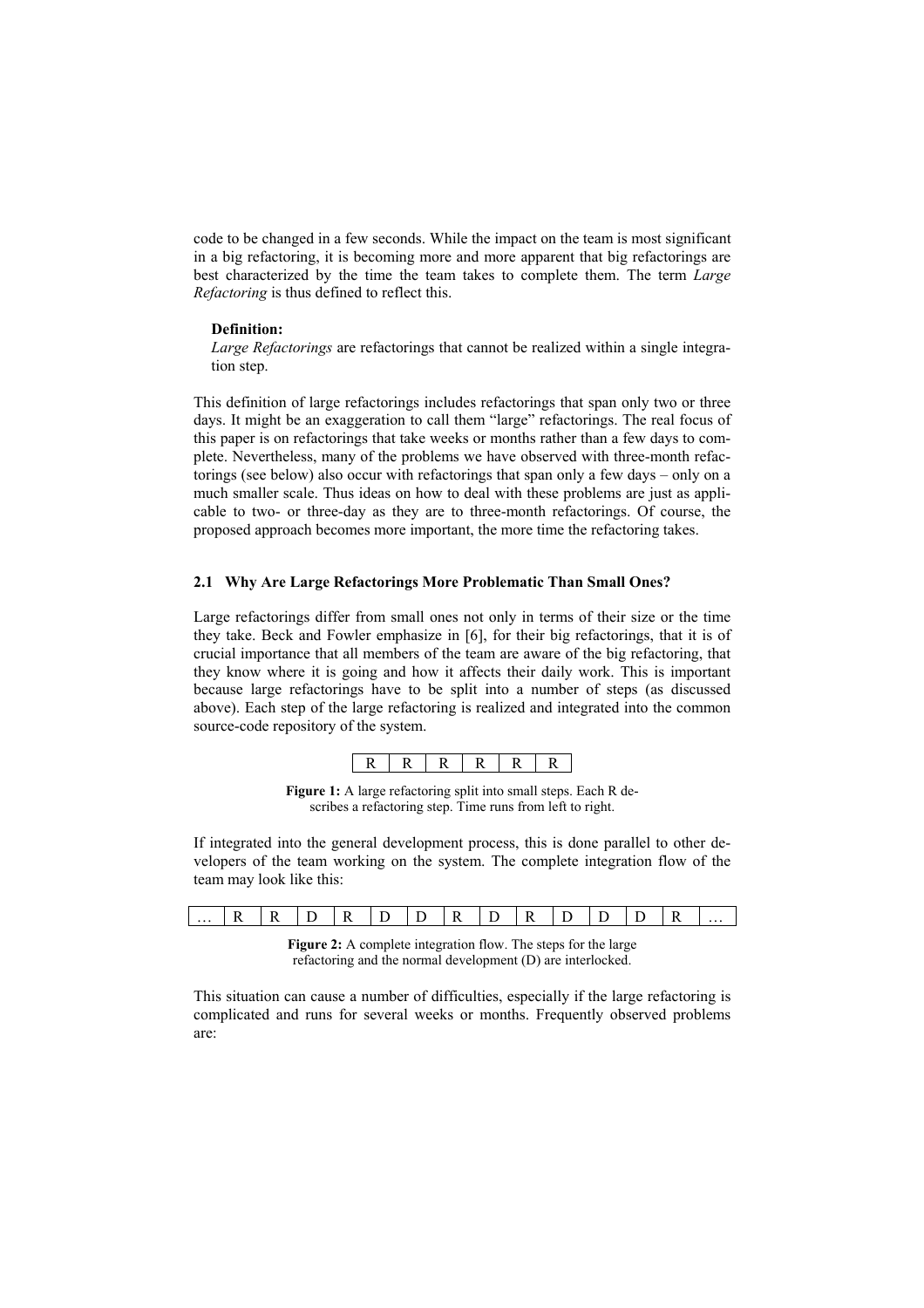code to be changed in a few seconds. While the impact on the team is most significant in a big refactoring, it is becoming more and more apparent that big refactorings are best characterized by the time the team takes to complete them. The term *Large Refactoring* is thus defined to reflect this.

**Definition:**
*Large Refactorings* are refactorings that cannot be realized within a single integration step.

This definition of large refactorings includes refactorings that span only two or three days. It might be an exaggeration to call them "large" refactorings. The real focus of this paper is on refactorings that take weeks or months rather than a few days to complete. Nevertheless, many of the problems we have observed with three-month refactorings (see below) also occur with refactorings that span only a few days – only on a much smaller scale. Thus ideas on how to deal with these problems are just as applicable to two- or three-day as they are to three-month refactorings. Of course, the proposed approach becomes more important, the more time the refactoring takes.

### 2.1 Why Are Large Refactorings More Problematic Than Small Ones?

Large refactorings differ from small ones not only in terms of their size or the time they take. Beck and Fowler emphasize in [6], for their big refactorings, that it is of crucial importance that all members of the team are aware of the big refactoring, that they know where it is going and how it affects their daily work. This is important because large refactorings have to be split into a number of steps (as discussed above). Each step of the large refactoring is realized and integrated into the common source-code repository of the system.

| R | R | R | R | R | R |
|---|---|---|---|---|---|

**Figure 1:** A large refactoring split into small steps. Each R describes a refactoring step. Time runs from left to right.

If integrated into the general development process, this is done parallel to other developers of the team working on the system. The complete integration flow of the team may look like this:

| … | R | R | D | R | D | D | R | D | R | D | D | D | R | … |
|---|---|---|---|---|---|---|---|---|---|---|---|---|---|---|

**Figure 2:** A complete integration flow. The steps for the large refactoring and the normal development (D) are interlocked.

This situation can cause a number of difficulties, especially if the large refactoring is complicated and runs for several weeks or months. Frequently observed problems are: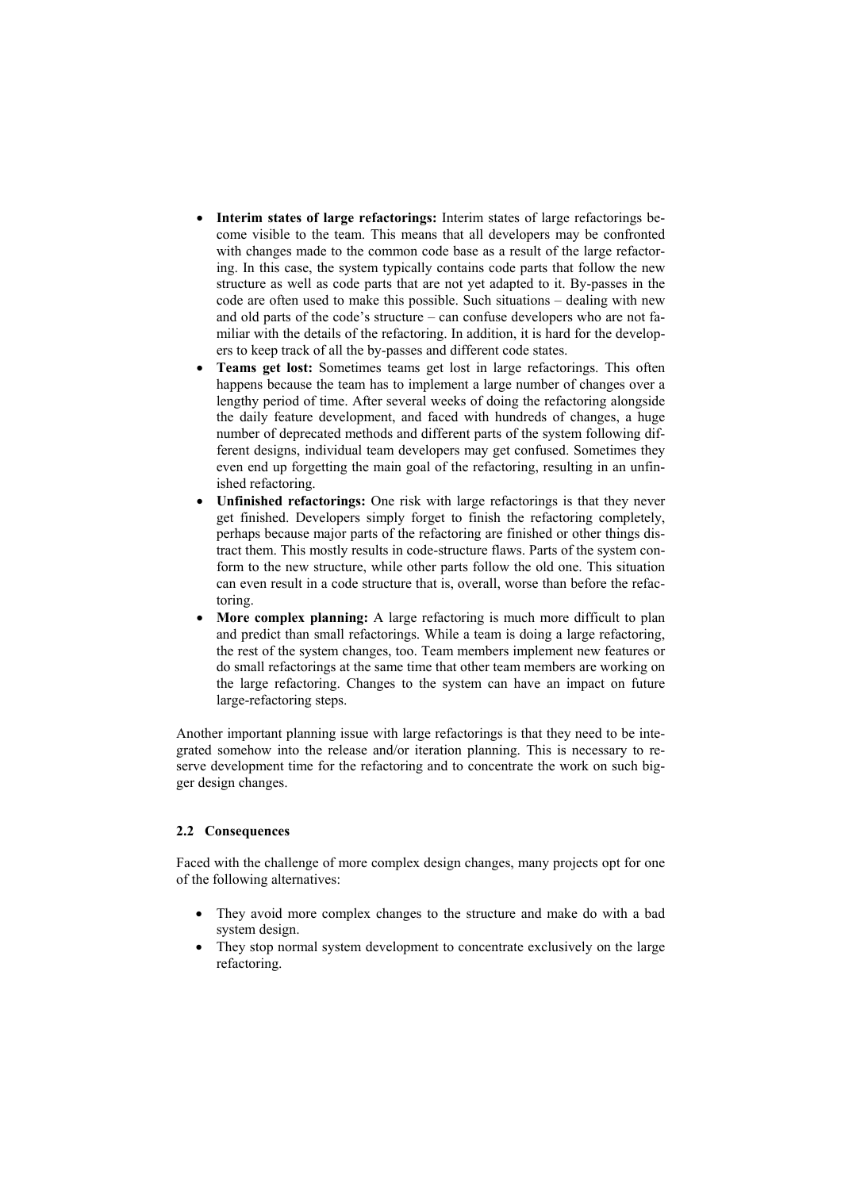- **Interim states of large refactorings:** Interim states of large refactorings become visible to the team. This means that all developers may be confronted with changes made to the common code base as a result of the large refactoring. In this case, the system typically contains code parts that follow the new structure as well as code parts that are not yet adapted to it. By-passes in the code are often used to make this possible. Such situations – dealing with new and old parts of the code's structure – can confuse developers who are not familiar with the details of the refactoring. In addition, it is hard for the developers to keep track of all the by-passes and different code states.
- **Teams get lost:** Sometimes teams get lost in large refactorings. This often happens because the team has to implement a large number of changes over a lengthy period of time. After several weeks of doing the refactoring alongside the daily feature development, and faced with hundreds of changes, a huge number of deprecated methods and different parts of the system following different designs, individual team developers may get confused. Sometimes they even end up forgetting the main goal of the refactoring, resulting in an unfinished refactoring.
- **Unfinished refactorings:** One risk with large refactorings is that they never get finished. Developers simply forget to finish the refactoring completely, perhaps because major parts of the refactoring are finished or other things distract them. This mostly results in code-structure flaws. Parts of the system conform to the new structure, while other parts follow the old one. This situation can even result in a code structure that is, overall, worse than before the refactoring.
- **More complex planning:** A large refactoring is much more difficult to plan and predict than small refactorings. While a team is doing a large refactoring, the rest of the system changes, too. Team members implement new features or do small refactorings at the same time that other team members are working on the large refactoring. Changes to the system can have an impact on future large-refactoring steps.

Another important planning issue with large refactorings is that they need to be integrated somehow into the release and/or iteration planning. This is necessary to reserve development time for the refactoring and to concentrate the work on such bigger design changes.

### 2.2 Consequences

Faced with the challenge of more complex design changes, many projects opt for one of the following alternatives:

- They avoid more complex changes to the structure and make do with a bad system design.
- They stop normal system development to concentrate exclusively on the large refactoring.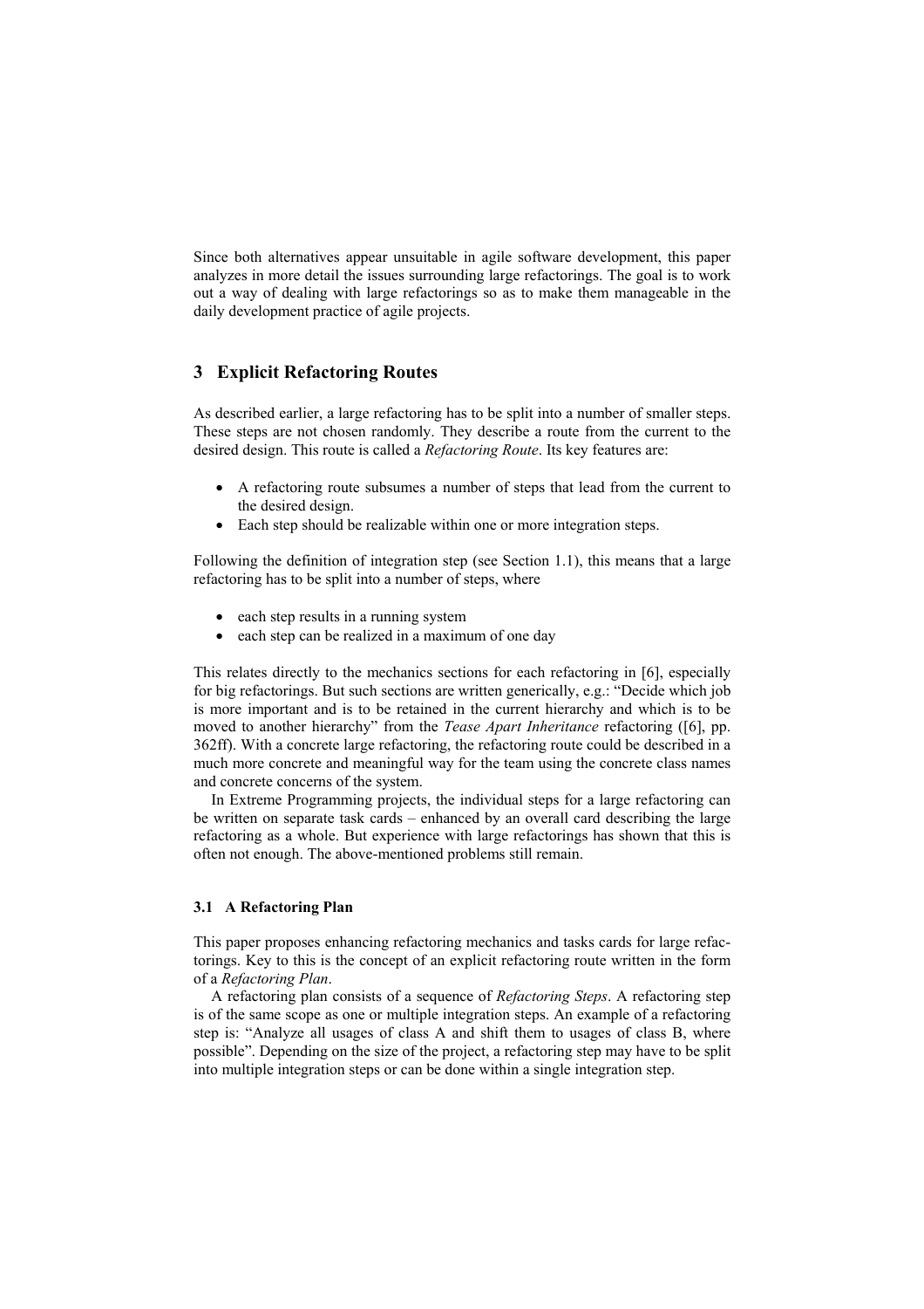Since both alternatives appear unsuitable in agile software development, this paper analyzes in more detail the issues surrounding large refactorings. The goal is to work out a way of dealing with large refactorings so as to make them manageable in the daily development practice of agile projects.

## 3 Explicit Refactoring Routes

As described earlier, a large refactoring has to be split into a number of smaller steps. These steps are not chosen randomly. They describe a route from the current to the desired design. This route is called a *Refactoring Route*. Its key features are:

- A refactoring route subsumes a number of steps that lead from the current to the desired design.
- Each step should be realizable within one or more integration steps.

Following the definition of integration step (see Section 1.1), this means that a large refactoring has to be split into a number of steps, where

- each step results in a running system
- each step can be realized in a maximum of one day

This relates directly to the mechanics sections for each refactoring in [6], especially for big refactorings. But such sections are written generically, e.g.: "Decide which job is more important and is to be retained in the current hierarchy and which is to be moved to another hierarchy" from the *Tease Apart Inheritance* refactoring ([6], pp. 362ff). With a concrete large refactoring, the refactoring route could be described in a much more concrete and meaningful way for the team using the concrete class names and concrete concerns of the system.

In Extreme Programming projects, the individual steps for a large refactoring can be written on separate task cards – enhanced by an overall card describing the large refactoring as a whole. But experience with large refactorings has shown that this is often not enough. The above-mentioned problems still remain.

### 3.1 A Refactoring Plan

This paper proposes enhancing refactoring mechanics and tasks cards for large refactorings. Key to this is the concept of an explicit refactoring route written in the form of a *Refactoring Plan*.

A refactoring plan consists of a sequence of *Refactoring Steps*. A refactoring step is of the same scope as one or multiple integration steps. An example of a refactoring step is: "Analyze all usages of class A and shift them to usages of class B, where possible". Depending on the size of the project, a refactoring step may have to be split into multiple integration steps or can be done within a single integration step.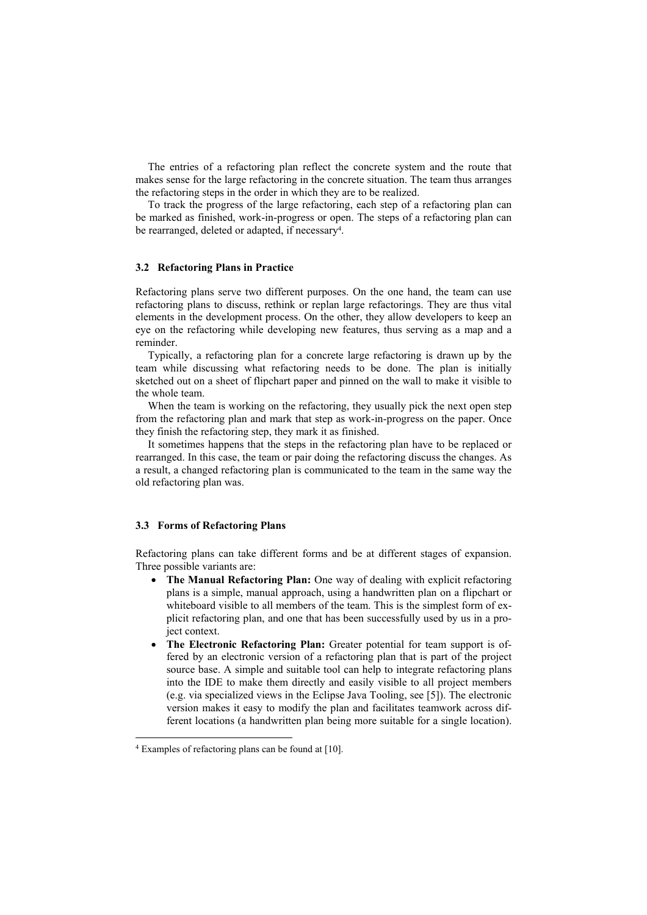The entries of a refactoring plan reflect the concrete system and the route that makes sense for the large refactoring in the concrete situation. The team thus arranges the refactoring steps in the order in which they are to be realized.

To track the progress of the large refactoring, each step of a refactoring plan can be marked as finished, work-in-progress or open. The steps of a refactoring plan can be rearranged, deleted or adapted, if necessary[4].

### 3.2 Refactoring Plans in Practice

Refactoring plans serve two different purposes. On the one hand, the team can use refactoring plans to discuss, rethink or replan large refactorings. They are thus vital elements in the development process. On the other, they allow developers to keep an eye on the refactoring while developing new features, thus serving as a map and a reminder.

Typically, a refactoring plan for a concrete large refactoring is drawn up by the team while discussing what refactoring needs to be done. The plan is initially sketched out on a sheet of flipchart paper and pinned on the wall to make it visible to the whole team.

When the team is working on the refactoring, they usually pick the next open step from the refactoring plan and mark that step as work-in-progress on the paper. Once they finish the refactoring step, they mark it as finished.

It sometimes happens that the steps in the refactoring plan have to be replaced or rearranged. In this case, the team or pair doing the refactoring discuss the changes. As a result, a changed refactoring plan is communicated to the team in the same way the old refactoring plan was.

### 3.3 Forms of Refactoring Plans

Refactoring plans can take different forms and be at different stages of expansion. Three possible variants are:

- **The Manual Refactoring Plan:** One way of dealing with explicit refactoring plans is a simple, manual approach, using a handwritten plan on a flipchart or whiteboard visible to all members of the team. This is the simplest form of explicit refactoring plan, and one that has been successfully used by us in a project context.
- **The Electronic Refactoring Plan:** Greater potential for team support is offered by an electronic version of a refactoring plan that is part of the project source base. A simple and suitable tool can help to integrate refactoring plans into the IDE to make them directly and easily visible to all project members (e.g. via specialized views in the Eclipse Java Tooling, see [5]). The electronic version makes it easy to modify the plan and facilitates teamwork across different locations (a handwritten plan being more suitable for a single location).

[4] Examples of refactoring plans can be found at [10].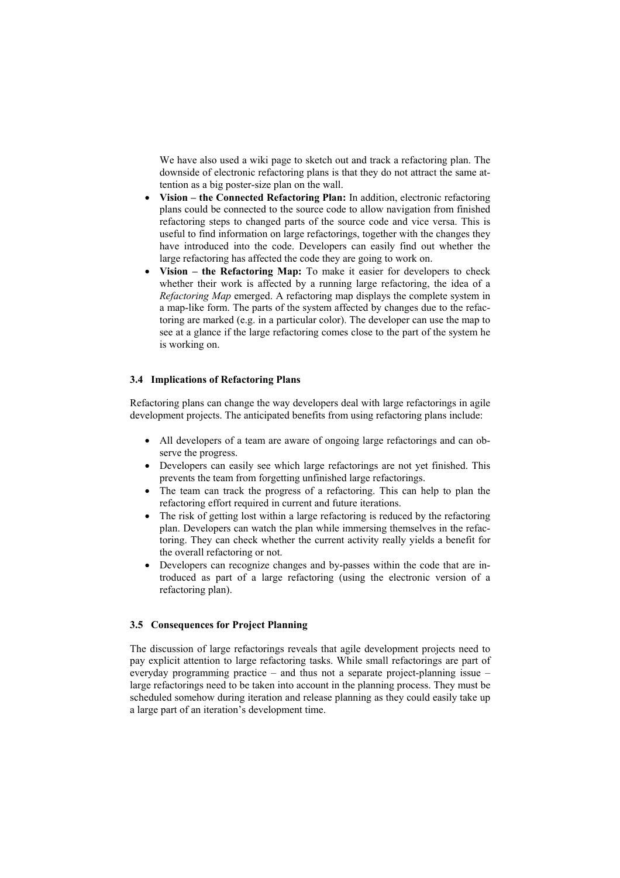We have also used a wiki page to sketch out and track a refactoring plan. The downside of electronic refactoring plans is that they do not attract the same attention as a big poster-size plan on the wall.

- **Vision – the Connected Refactoring Plan:** In addition, electronic refactoring plans could be connected to the source code to allow navigation from finished refactoring steps to changed parts of the source code and vice versa. This is useful to find information on large refactorings, together with the changes they have introduced into the code. Developers can easily find out whether the large refactoring has affected the code they are going to work on.
- **Vision – the Refactoring Map:** To make it easier for developers to check whether their work is affected by a running large refactoring, the idea of a *Refactoring Map* emerged. A refactoring map displays the complete system in a map-like form. The parts of the system affected by changes due to the refactoring are marked (e.g. in a particular color). The developer can use the map to see at a glance if the large refactoring comes close to the part of the system he is working on.

### 3.4 Implications of Refactoring Plans

Refactoring plans can change the way developers deal with large refactorings in agile development projects. The anticipated benefits from using refactoring plans include:

- All developers of a team are aware of ongoing large refactorings and can observe the progress.
- Developers can easily see which large refactorings are not yet finished. This prevents the team from forgetting unfinished large refactorings.
- The team can track the progress of a refactoring. This can help to plan the refactoring effort required in current and future iterations.
- The risk of getting lost within a large refactoring is reduced by the refactoring plan. Developers can watch the plan while immersing themselves in the refactoring. They can check whether the current activity really yields a benefit for the overall refactoring or not.
- Developers can recognize changes and by-passes within the code that are introduced as part of a large refactoring (using the electronic version of a refactoring plan).

### 3.5 Consequences for Project Planning

The discussion of large refactorings reveals that agile development projects need to pay explicit attention to large refactoring tasks. While small refactorings are part of everyday programming practice – and thus not a separate project-planning issue – large refactorings need to be taken into account in the planning process. They must be scheduled somehow during iteration and release planning as they could easily take up a large part of an iteration's development time.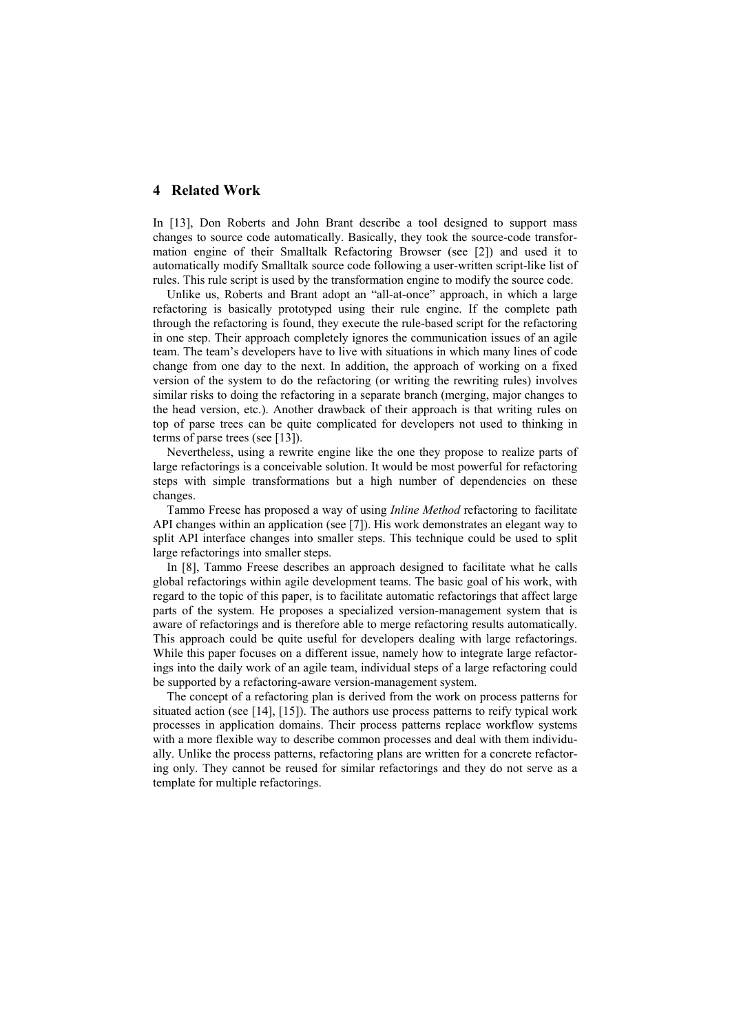## 4 Related Work

In [13], Don Roberts and John Brant describe a tool designed to support mass changes to source code automatically. Basically, they took the source-code transformation engine of their Smalltalk Refactoring Browser (see [2]) and used it to automatically modify Smalltalk source code following a user-written script-like list of rules. This rule script is used by the transformation engine to modify the source code.

Unlike us, Roberts and Brant adopt an "all-at-once" approach, in which a large refactoring is basically prototyped using their rule engine. If the complete path through the refactoring is found, they execute the rule-based script for the refactoring in one step. Their approach completely ignores the communication issues of an agile team. The team's developers have to live with situations in which many lines of code change from one day to the next. In addition, the approach of working on a fixed version of the system to do the refactoring (or writing the rewriting rules) involves similar risks to doing the refactoring in a separate branch (merging, major changes to the head version, etc.). Another drawback of their approach is that writing rules on top of parse trees can be quite complicated for developers not used to thinking in terms of parse trees (see [13]).

Nevertheless, using a rewrite engine like the one they propose to realize parts of large refactorings is a conceivable solution. It would be most powerful for refactoring steps with simple transformations but a high number of dependencies on these changes.

Tammo Freese has proposed a way of using *Inline Method* refactoring to facilitate API changes within an application (see [7]). His work demonstrates an elegant way to split API interface changes into smaller steps. This technique could be used to split large refactorings into smaller steps.

In [8], Tammo Freese describes an approach designed to facilitate what he calls global refactorings within agile development teams. The basic goal of his work, with regard to the topic of this paper, is to facilitate automatic refactorings that affect large parts of the system. He proposes a specialized version-management system that is aware of refactorings and is therefore able to merge refactoring results automatically. This approach could be quite useful for developers dealing with large refactorings. While this paper focuses on a different issue, namely how to integrate large refactorings into the daily work of an agile team, individual steps of a large refactoring could be supported by a refactoring-aware version-management system.

The concept of a refactoring plan is derived from the work on process patterns for situated action (see [14], [15]). The authors use process patterns to reify typical work processes in application domains. Their process patterns replace workflow systems with a more flexible way to describe common processes and deal with them individually. Unlike the process patterns, refactoring plans are written for a concrete refactoring only. They cannot be reused for similar refactorings and they do not serve as a template for multiple refactorings.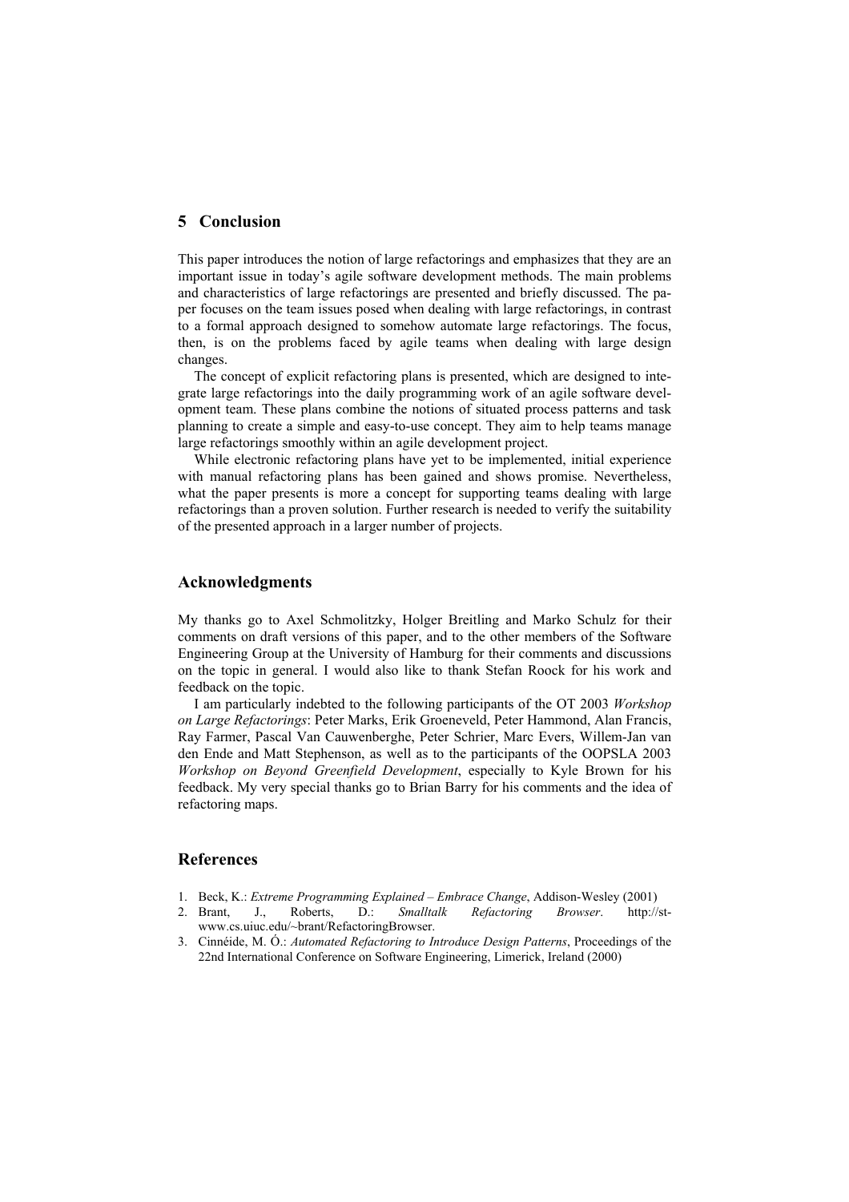## 5 Conclusion

This paper introduces the notion of large refactorings and emphasizes that they are an important issue in today's agile software development methods. The main problems and characteristics of large refactorings are presented and briefly discussed. The paper focuses on the team issues posed when dealing with large refactorings, in contrast to a formal approach designed to somehow automate large refactorings. The focus, then, is on the problems faced by agile teams when dealing with large design changes.

The concept of explicit refactoring plans is presented, which are designed to integrate large refactorings into the daily programming work of an agile software development team. These plans combine the notions of situated process patterns and task planning to create a simple and easy-to-use concept. They aim to help teams manage large refactorings smoothly within an agile development project.

While electronic refactoring plans have yet to be implemented, initial experience with manual refactoring plans has been gained and shows promise. Nevertheless, what the paper presents is more a concept for supporting teams dealing with large refactorings than a proven solution. Further research is needed to verify the suitability of the presented approach in a larger number of projects.

## Acknowledgments

My thanks go to Axel Schmolitzky, Holger Breitling and Marko Schulz for their comments on draft versions of this paper, and to the other members of the Software Engineering Group at the University of Hamburg for their comments and discussions on the topic in general. I would also like to thank Stefan Roock for his work and feedback on the topic.

I am particularly indebted to the following participants of the OT 2003 *Workshop on Large Refactorings*: Peter Marks, Erik Groeneveld, Peter Hammond, Alan Francis, Ray Farmer, Pascal Van Cauwenberghe, Peter Schrier, Marc Evers, Willem-Jan van den Ende and Matt Stephenson, as well as to the participants of the OOPSLA 2003 *Workshop on Beyond Greenfield Development*, especially to Kyle Brown for his feedback. My very special thanks go to Brian Barry for his comments and the idea of refactoring maps.

## References

1. Beck, K.: *Extreme Programming Explained – Embrace Change*, Addison-Wesley (2001)
2. Brant, J., Roberts, D.: *Smalltalk Refactoring Browser*. http://st-www.cs.uiuc.edu/~brant/RefactoringBrowser.
3. Cinnéide, M. Ó.: *Automated Refactoring to Introduce Design Patterns*, Proceedings of the 22nd International Conference on Software Engineering, Limerick, Ireland (2000)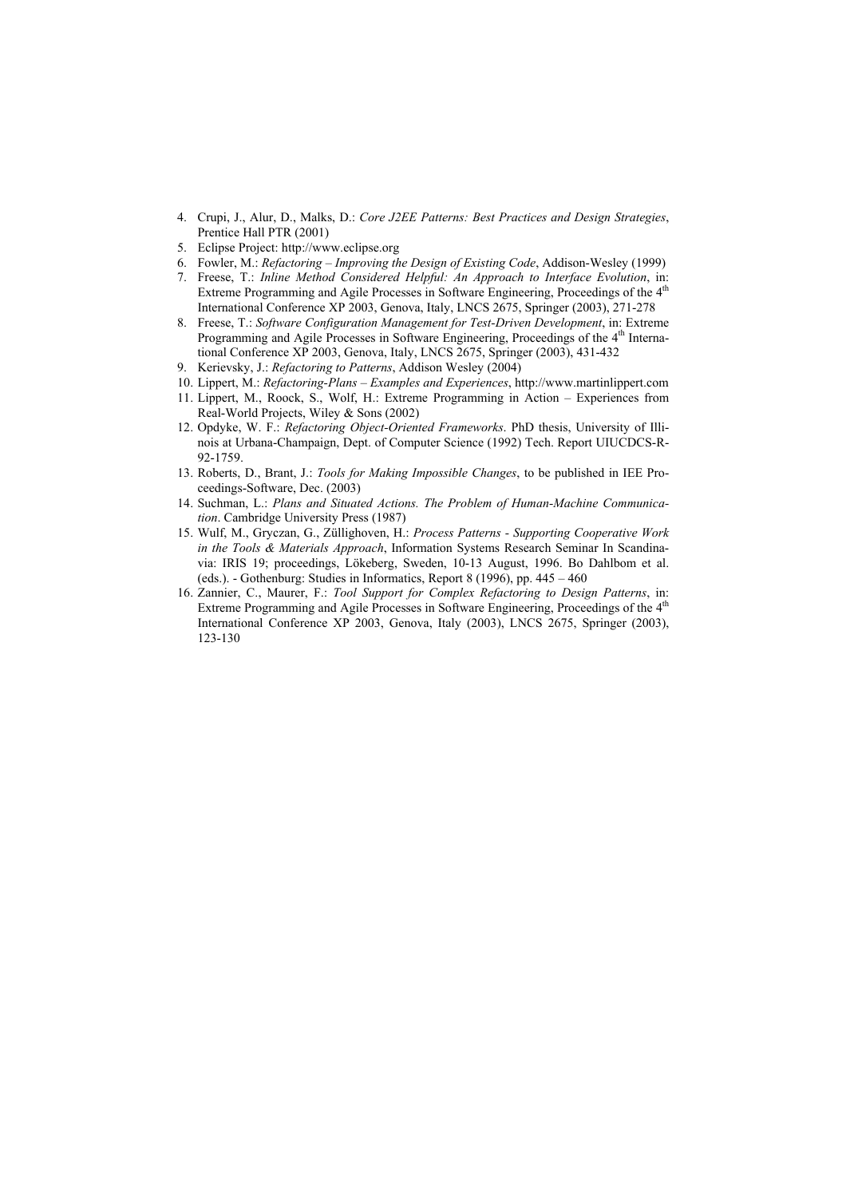4. Crupi, J., Alur, D., Malks, D.: *Core J2EE Patterns: Best Practices and Design Strategies*, Prentice Hall PTR (2001)
5. Eclipse Project: http://www.eclipse.org
6. Fowler, M.: *Refactoring – Improving the Design of Existing Code*, Addison-Wesley (1999)
7. Freese, T.: *Inline Method Considered Helpful: An Approach to Interface Evolution*, in: Extreme Programming and Agile Processes in Software Engineering, Proceedings of the 4th International Conference XP 2003, Genova, Italy, LNCS 2675, Springer (2003), 271-278
8. Freese, T.: *Software Configuration Management for Test-Driven Development*, in: Extreme Programming and Agile Processes in Software Engineering, Proceedings of the 4th International Conference XP 2003, Genova, Italy, LNCS 2675, Springer (2003), 431-432
9. Kerievsky, J.: *Refactoring to Patterns*, Addison Wesley (2004)
10. Lippert, M.: *Refactoring-Plans – Examples and Experiences*, http://www.martinlippert.com
11. Lippert, M., Roock, S., Wolf, H.: Extreme Programming in Action – Experiences from Real-World Projects, Wiley & Sons (2002)
12. Opdyke, W. F.: *Refactoring Object-Oriented Frameworks*. PhD thesis, University of Illinois at Urbana-Champaign, Dept. of Computer Science (1992) Tech. Report UIUCDCS-R-92-1759.
13. Roberts, D., Brant, J.: *Tools for Making Impossible Changes*, to be published in IEE Proceedings-Software, Dec. (2003)
14. Suchman, L.: *Plans and Situated Actions. The Problem of Human-Machine Communication*. Cambridge University Press (1987)
15. Wulf, M., Gryczan, G., Züllighoven, H.: *Process Patterns - Supporting Cooperative Work in the Tools & Materials Approach*, Information Systems Research Seminar In Scandinavia: IRIS 19; proceedings, Lökeberg, Sweden, 10-13 August, 1996. Bo Dahlbom et al. (eds.). - Gothenburg: Studies in Informatics, Report 8 (1996), pp. 445 – 460
16. Zannier, C., Maurer, F.: *Tool Support for Complex Refactoring to Design Patterns*, in: Extreme Programming and Agile Processes in Software Engineering, Proceedings of the 4th International Conference XP 2003, Genova, Italy (2003), LNCS 2675, Springer (2003), 123-130